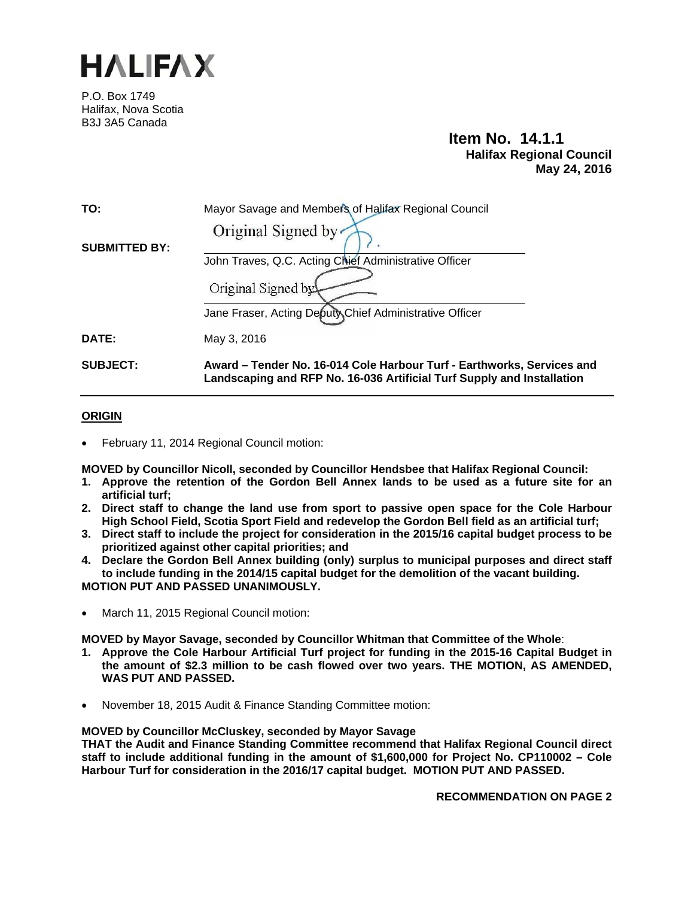# HALIFAX

P.O. Box 1749
Halifax, Nova Scotia
B3J 3A5 Canada

**Item No. 14.1.1**
**Halifax Regional Council**
**May 24, 2016**

**TO:** Mayor Savage and Members of Halifax Regional Council

**SUBMITTED BY:**

Original Signed by

John Traves, Q.C. Acting Chief Administrative Officer

Original Signed by

Jane Fraser, Acting Deputy Chief Administrative Officer

**DATE:** May 3, 2016

**SUBJECT:** **Award – Tender No. 16-014 Cole Harbour Turf - Earthworks, Services and Landscaping and RFP No. 16-036 Artificial Turf Supply and Installation**

## ORIGIN

- February 11, 2014 Regional Council motion:

**MOVED by Councillor Nicoll, seconded by Councillor Hendsbee that Halifax Regional Council:**
1. **Approve the retention of the Gordon Bell Annex lands to be used as a future site for an artificial turf;**
2. **Direct staff to change the land use from sport to passive open space for the Cole Harbour High School Field, Scotia Sport Field and redevelop the Gordon Bell field as an artificial turf;**
3. **Direct staff to include the project for consideration in the 2015/16 capital budget process to be prioritized against other capital priorities; and**
4. **Declare the Gordon Bell Annex building (only) surplus to municipal purposes and direct staff to include funding in the 2014/15 capital budget for the demolition of the vacant building.**

**MOTION PUT AND PASSED UNANIMOUSLY.**

- March 11, 2015 Regional Council motion:

**MOVED by Mayor Savage, seconded by Councillor Whitman that Committee of the Whole**:
1. **Approve the Cole Harbour Artificial Turf project for funding in the 2015-16 Capital Budget in the amount of $2.3 million to be cash flowed over two years. THE MOTION, AS AMENDED, WAS PUT AND PASSED.**

- November 18, 2015 Audit & Finance Standing Committee motion:

**MOVED by Councillor McCluskey, seconded by Mayor Savage**
**THAT the Audit and Finance Standing Committee recommend that Halifax Regional Council direct staff to include additional funding in the amount of $1,600,000 for Project No. CP110002 – Cole Harbour Turf for consideration in the 2016/17 capital budget. MOTION PUT AND PASSED.**

**RECOMMENDATION ON PAGE 2**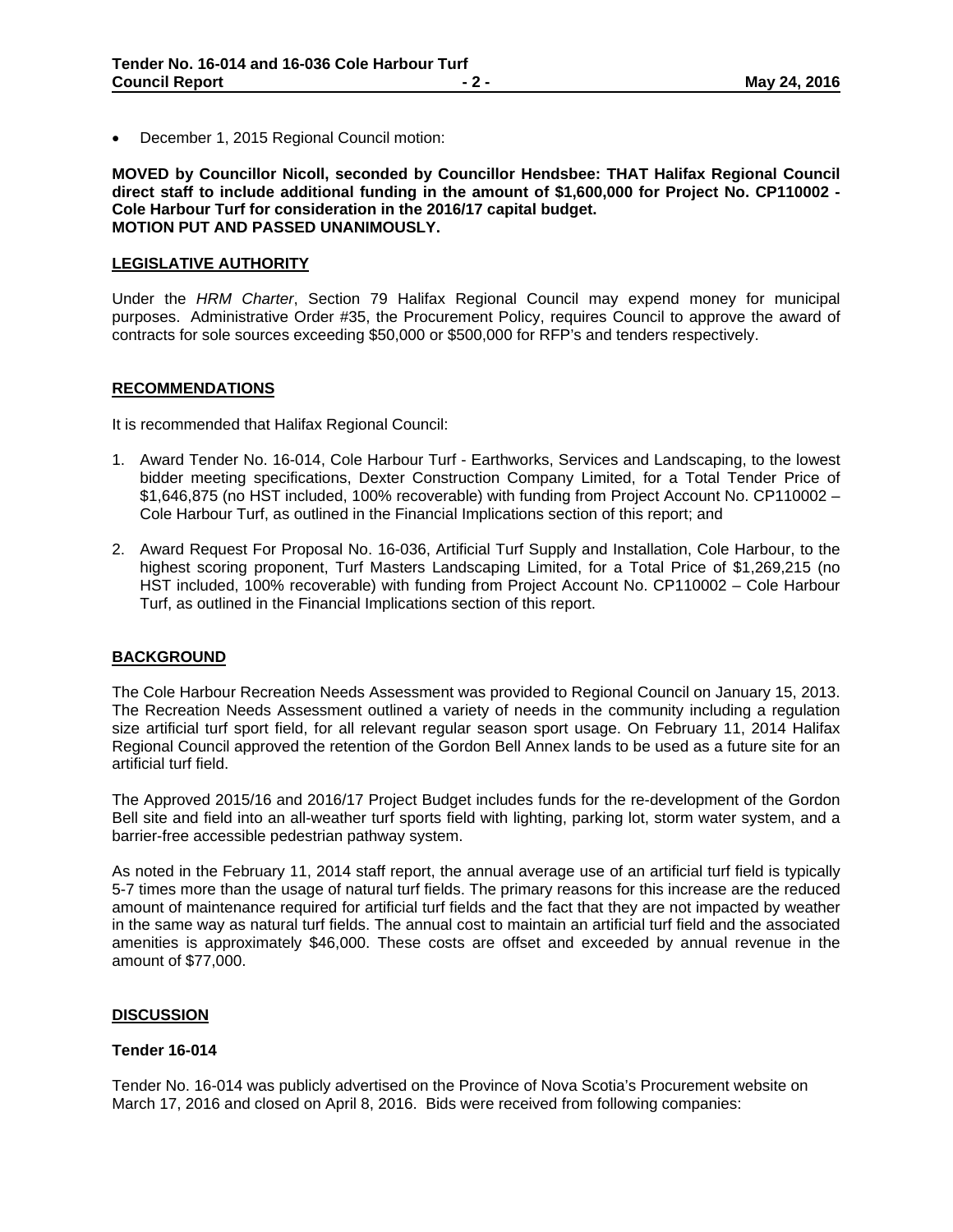- December 1, 2015 Regional Council motion:

**MOVED by Councillor Nicoll, seconded by Councillor Hendsbee: THAT Halifax Regional Council direct staff to include additional funding in the amount of $1,600,000 for Project No. CP110002 - Cole Harbour Turf for consideration in the 2016/17 capital budget.**
**MOTION PUT AND PASSED UNANIMOUSLY.**

## LEGISLATIVE AUTHORITY

Under the *HRM Charter*, Section 79 Halifax Regional Council may expend money for municipal purposes. Administrative Order #35, the Procurement Policy, requires Council to approve the award of contracts for sole sources exceeding $50,000 or $500,000 for RFP's and tenders respectively.

## RECOMMENDATIONS

It is recommended that Halifax Regional Council:

1. Award Tender No. 16-014, Cole Harbour Turf - Earthworks, Services and Landscaping, to the lowest bidder meeting specifications, Dexter Construction Company Limited, for a Total Tender Price of $1,646,875 (no HST included, 100% recoverable) with funding from Project Account No. CP110002 – Cole Harbour Turf, as outlined in the Financial Implications section of this report; and

2. Award Request For Proposal No. 16-036, Artificial Turf Supply and Installation, Cole Harbour, to the highest scoring proponent, Turf Masters Landscaping Limited, for a Total Price of $1,269,215 (no HST included, 100% recoverable) with funding from Project Account No. CP110002 – Cole Harbour Turf, as outlined in the Financial Implications section of this report.

## BACKGROUND

The Cole Harbour Recreation Needs Assessment was provided to Regional Council on January 15, 2013. The Recreation Needs Assessment outlined a variety of needs in the community including a regulation size artificial turf sport field, for all relevant regular season sport usage. On February 11, 2014 Halifax Regional Council approved the retention of the Gordon Bell Annex lands to be used as a future site for an artificial turf field.

The Approved 2015/16 and 2016/17 Project Budget includes funds for the re-development of the Gordon Bell site and field into an all-weather turf sports field with lighting, parking lot, storm water system, and a barrier-free accessible pedestrian pathway system.

As noted in the February 11, 2014 staff report, the annual average use of an artificial turf field is typically 5-7 times more than the usage of natural turf fields. The primary reasons for this increase are the reduced amount of maintenance required for artificial turf fields and the fact that they are not impacted by weather in the same way as natural turf fields. The annual cost to maintain an artificial turf field and the associated amenities is approximately $46,000. These costs are offset and exceeded by annual revenue in the amount of $77,000.

## DISCUSSION

### Tender 16-014

Tender No. 16-014 was publicly advertised on the Province of Nova Scotia's Procurement website on March 17, 2016 and closed on April 8, 2016. Bids were received from following companies: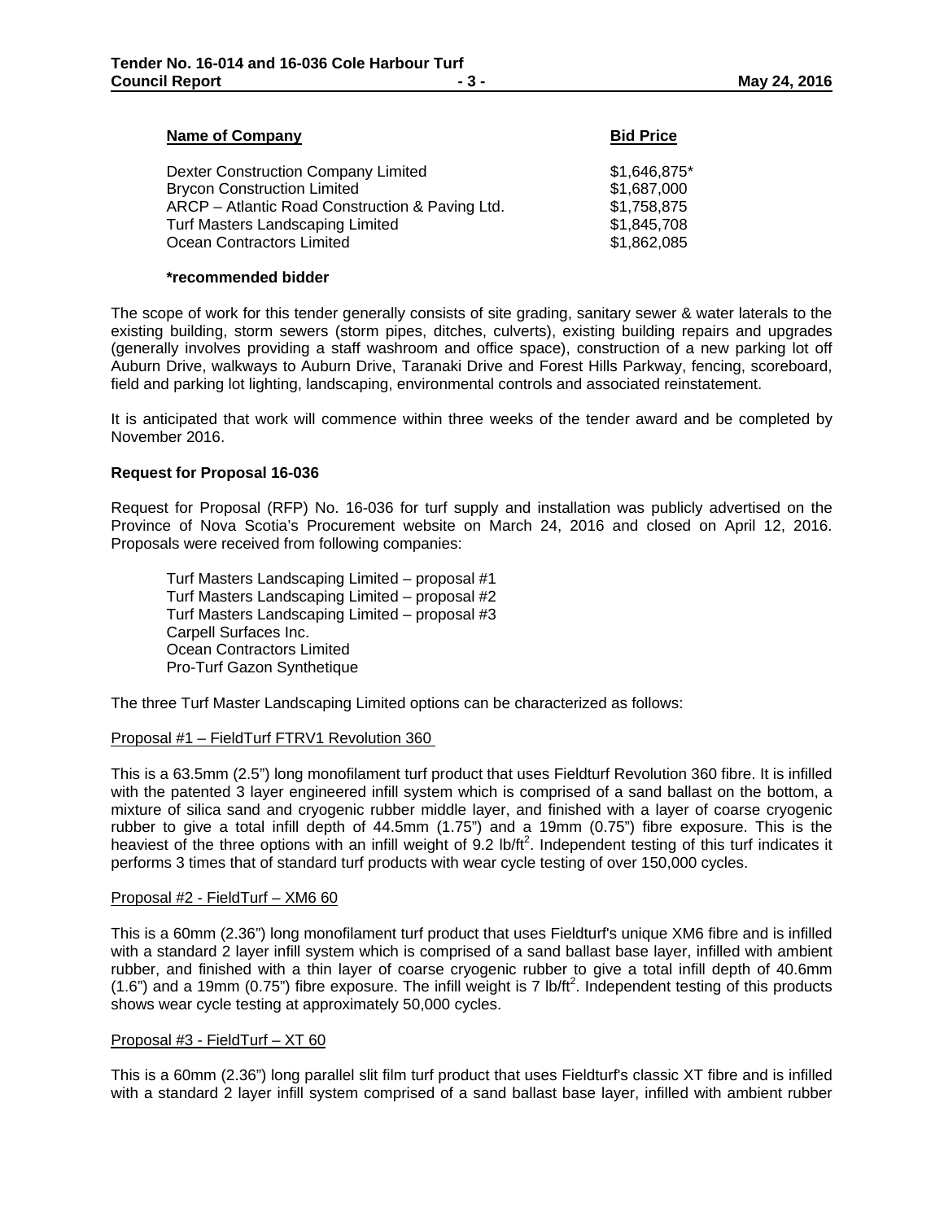| Name of Company | Bid Price |
| --- | --- |
| Dexter Construction Company Limited | $1,646,875* |
| Brycon Construction Limited | $1,687,000 |
| ARCP – Atlantic Road Construction & Paving Ltd. | $1,758,875 |
| Turf Masters Landscaping Limited | $1,845,708 |
| Ocean Contractors Limited | $1,862,085 |

**\*recommended bidder**

The scope of work for this tender generally consists of site grading, sanitary sewer & water laterals to the existing building, storm sewers (storm pipes, ditches, culverts), existing building repairs and upgrades (generally involves providing a staff washroom and office space), construction of a new parking lot off Auburn Drive, walkways to Auburn Drive, Taranaki Drive and Forest Hills Parkway, fencing, scoreboard, field and parking lot lighting, landscaping, environmental controls and associated reinstatement.

It is anticipated that work will commence within three weeks of the tender award and be completed by November 2016.

**Request for Proposal 16-036**

Request for Proposal (RFP) No. 16-036 for turf supply and installation was publicly advertised on the Province of Nova Scotia's Procurement website on March 24, 2016 and closed on April 12, 2016. Proposals were received from following companies:

Turf Masters Landscaping Limited – proposal #1
Turf Masters Landscaping Limited – proposal #2
Turf Masters Landscaping Limited – proposal #3
Carpell Surfaces Inc.
Ocean Contractors Limited
Pro-Turf Gazon Synthetique

The three Turf Master Landscaping Limited options can be characterized as follows:

Proposal #1 – FieldTurf FTRV1 Revolution 360

This is a 63.5mm (2.5") long monofilament turf product that uses Fieldturf Revolution 360 fibre. It is infilled with the patented 3 layer engineered infill system which is comprised of a sand ballast on the bottom, a mixture of silica sand and cryogenic rubber middle layer, and finished with a layer of coarse cryogenic rubber to give a total infill depth of 44.5mm (1.75") and a 19mm (0.75") fibre exposure. This is the heaviest of the three options with an infill weight of 9.2 lb/ft$^2$. Independent testing of this turf indicates it performs 3 times that of standard turf products with wear cycle testing of over 150,000 cycles.

Proposal #2 - FieldTurf – XM6 60

This is a 60mm (2.36") long monofilament turf product that uses Fieldturf's unique XM6 fibre and is infilled with a standard 2 layer infill system which is comprised of a sand ballast base layer, infilled with ambient rubber, and finished with a thin layer of coarse cryogenic rubber to give a total infill depth of 40.6mm (1.6") and a 19mm (0.75") fibre exposure. The infill weight is 7 lb/ft$^2$. Independent testing of this products shows wear cycle testing at approximately 50,000 cycles.

Proposal #3 - FieldTurf – XT 60

This is a 60mm (2.36") long parallel slit film turf product that uses Fieldturf's classic XT fibre and is infilled with a standard 2 layer infill system comprised of a sand ballast base layer, infilled with ambient rubber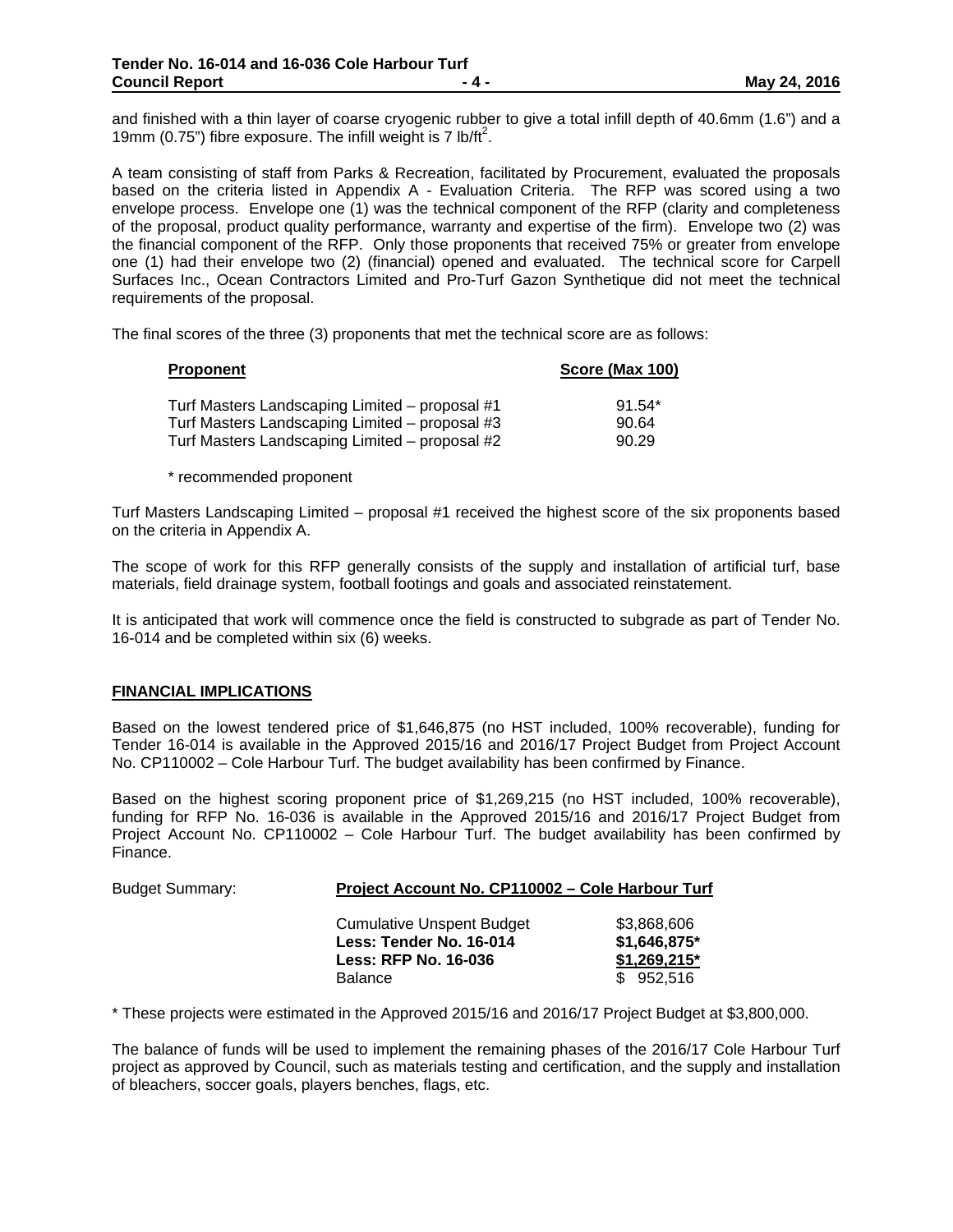and finished with a thin layer of coarse cryogenic rubber to give a total infill depth of 40.6mm (1.6") and a 19mm (0.75") fibre exposure. The infill weight is 7 lb/ft$^2$.

A team consisting of staff from Parks & Recreation, facilitated by Procurement, evaluated the proposals based on the criteria listed in Appendix A - Evaluation Criteria. The RFP was scored using a two envelope process. Envelope one (1) was the technical component of the RFP (clarity and completeness of the proposal, product quality performance, warranty and expertise of the firm). Envelope two (2) was the financial component of the RFP. Only those proponents that received 75% or greater from envelope one (1) had their envelope two (2) (financial) opened and evaluated. The technical score for Carpell Surfaces Inc., Ocean Contractors Limited and Pro-Turf Gazon Synthetique did not meet the technical requirements of the proposal.

The final scores of the three (3) proponents that met the technical score are as follows:

| Proponent | Score (Max 100) |
|---|---|
| Turf Masters Landscaping Limited – proposal #1 | 91.54* |
| Turf Masters Landscaping Limited – proposal #3 | 90.64 |
| Turf Masters Landscaping Limited – proposal #2 | 90.29 |

\* recommended proponent

Turf Masters Landscaping Limited – proposal #1 received the highest score of the six proponents based on the criteria in Appendix A.

The scope of work for this RFP generally consists of the supply and installation of artificial turf, base materials, field drainage system, football footings and goals and associated reinstatement.

It is anticipated that work will commence once the field is constructed to subgrade as part of Tender No. 16-014 and be completed within six (6) weeks.

## FINANCIAL IMPLICATIONS

Based on the lowest tendered price of $1,646,875 (no HST included, 100% recoverable), funding for Tender 16-014 is available in the Approved 2015/16 and 2016/17 Project Budget from Project Account No. CP110002 – Cole Harbour Turf. The budget availability has been confirmed by Finance.

Based on the highest scoring proponent price of $1,269,215 (no HST included, 100% recoverable), funding for RFP No. 16-036 is available in the Approved 2015/16 and 2016/17 Project Budget from Project Account No. CP110002 – Cole Harbour Turf. The budget availability has been confirmed by Finance.

Budget Summary: **Project Account No. CP110002 – Cole Harbour Turf**

| | |
|---|---|
| Cumulative Unspent Budget | $3,868,606 |
| **Less: Tender No. 16-014** | **$1,646,875*** |
| **Less: RFP No. 16-036** | **$1,269,215*** |
| Balance | $ 952,516 |

\* These projects were estimated in the Approved 2015/16 and 2016/17 Project Budget at $3,800,000.

The balance of funds will be used to implement the remaining phases of the 2016/17 Cole Harbour Turf project as approved by Council, such as materials testing and certification, and the supply and installation of bleachers, soccer goals, players benches, flags, etc.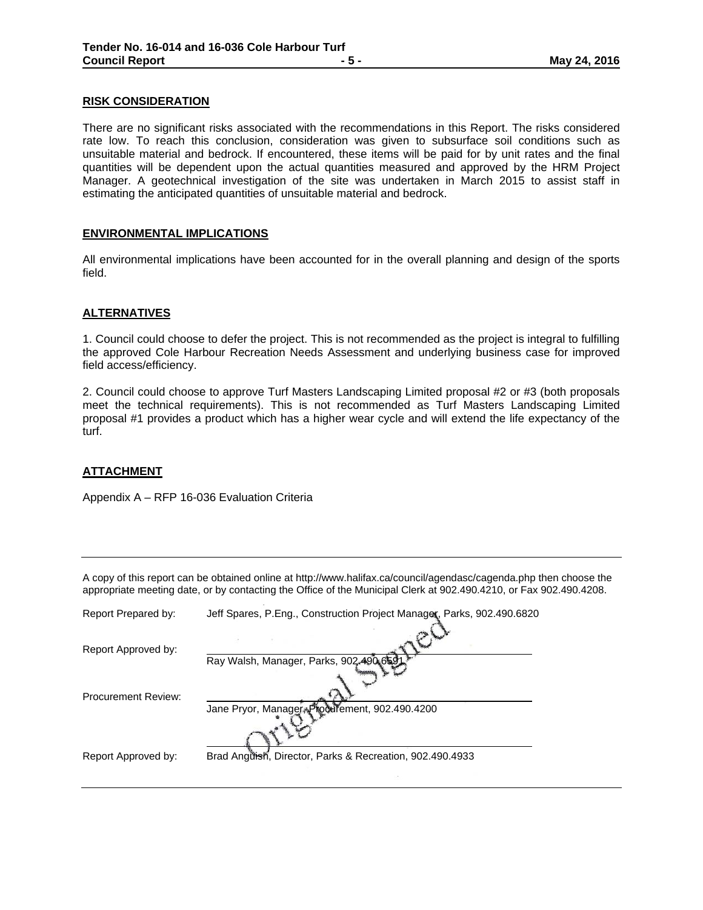## RISK CONSIDERATION

There are no significant risks associated with the recommendations in this Report. The risks considered rate low. To reach this conclusion, consideration was given to subsurface soil conditions such as unsuitable material and bedrock. If encountered, these items will be paid for by unit rates and the final quantities will be dependent upon the actual quantities measured and approved by the HRM Project Manager. A geotechnical investigation of the site was undertaken in March 2015 to assist staff in estimating the anticipated quantities of unsuitable material and bedrock.

## ENVIRONMENTAL IMPLICATIONS

All environmental implications have been accounted for in the overall planning and design of the sports field.

## ALTERNATIVES

1. Council could choose to defer the project. This is not recommended as the project is integral to fulfilling the approved Cole Harbour Recreation Needs Assessment and underlying business case for improved field access/efficiency.

2. Council could choose to approve Turf Masters Landscaping Limited proposal #2 or #3 (both proposals meet the technical requirements). This is not recommended as Turf Masters Landscaping Limited proposal #1 provides a product which has a higher wear cycle and will extend the life expectancy of the turf.

## ATTACHMENT

Appendix A – RFP 16-036 Evaluation Criteria

---

A copy of this report can be obtained online at http://www.halifax.ca/council/agendasc/cagenda.php then choose the appropriate meeting date, or by contacting the Office of the Municipal Clerk at 902.490.4210, or Fax 902.490.4208.

Report Prepared by: Jeff Spares, P.Eng., Construction Project Manager, Parks, 902.490.6820

Report Approved by: Ray Walsh, Manager, Parks, 902.490.6591

Procurement Review: Jane Pryor, Manager, Procurement, 902.490.4200

Report Approved by: Brad Anguish, Director, Parks & Recreation, 902.490.4933

Original Signed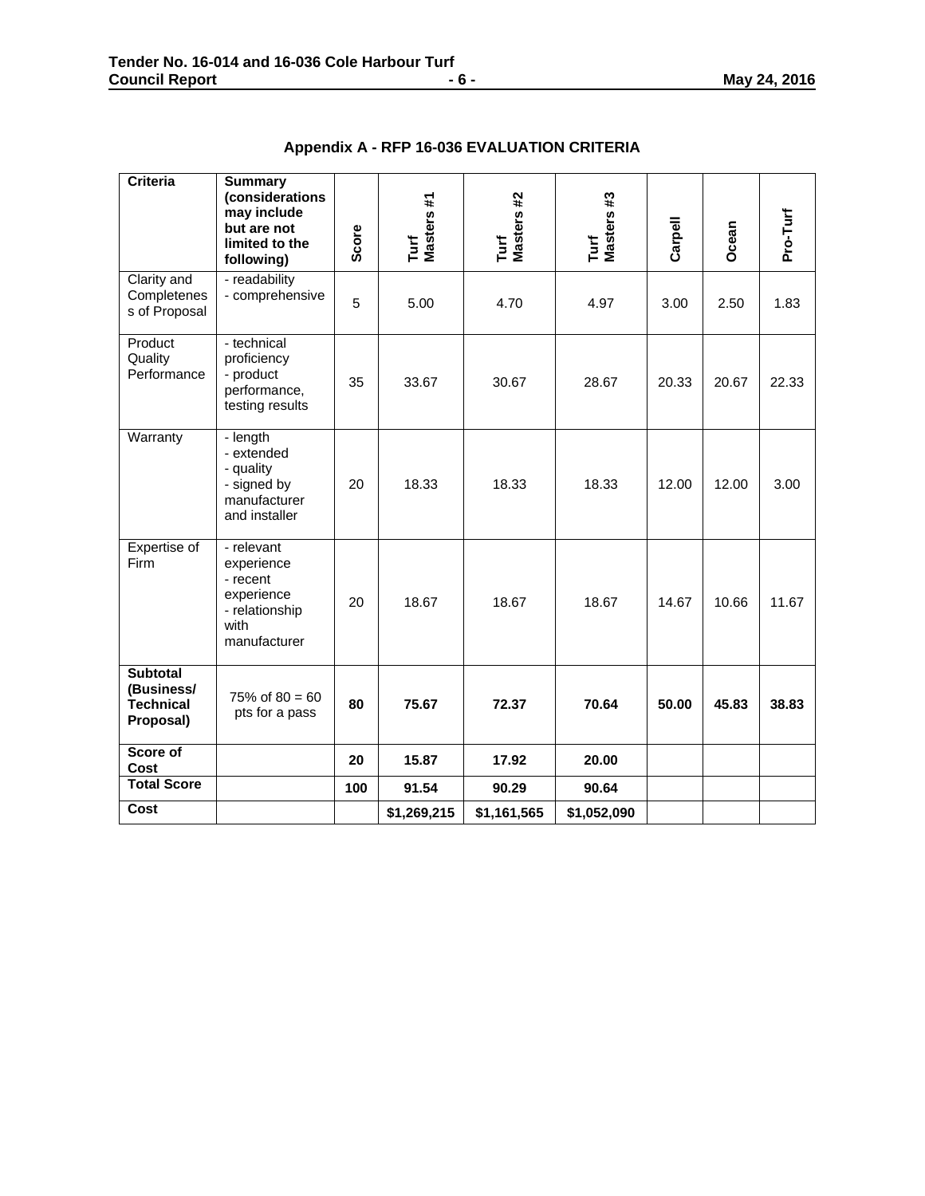## Appendix A - RFP 16-036 EVALUATION CRITERIA

| Criteria | Summary (considerations may include but are not limited to the following) | Score | Turf Masters #1 | Turf Masters #2 | Turf Masters #3 | Carpell | Ocean | Pro-Turf |
|---|---|---|---|---|---|---|---|---|
| Clarity and Completeness of Proposal | - readability<br>- comprehensive | 5 | 5.00 | 4.70 | 4.97 | 3.00 | 2.50 | 1.83 |
| Product Quality Performance | - technical proficiency<br>- product performance, testing results | 35 | 33.67 | 30.67 | 28.67 | 20.33 | 20.67 | 22.33 |
| Warranty | - length<br>- extended<br>- quality<br>- signed by manufacturer and installer | 20 | 18.33 | 18.33 | 18.33 | 12.00 | 12.00 | 3.00 |
| Expertise of Firm | - relevant experience<br>- recent experience<br>- relationship with manufacturer | 20 | 18.67 | 18.67 | 18.67 | 14.67 | 10.66 | 11.67 |
| **Subtotal (Business/ Technical Proposal)** | 75% of 80 = 60 pts for a pass | **80** | **75.67** | **72.37** | **70.64** | **50.00** | **45.83** | **38.83** |
| **Score of Cost** | | **20** | **15.87** | **17.92** | **20.00** | | | |
| **Total Score** | | **100** | **91.54** | **90.29** | **90.64** | | | |
| **Cost** | | | **$1,269,215** | **$1,161,565** | **$1,052,090** | | | |